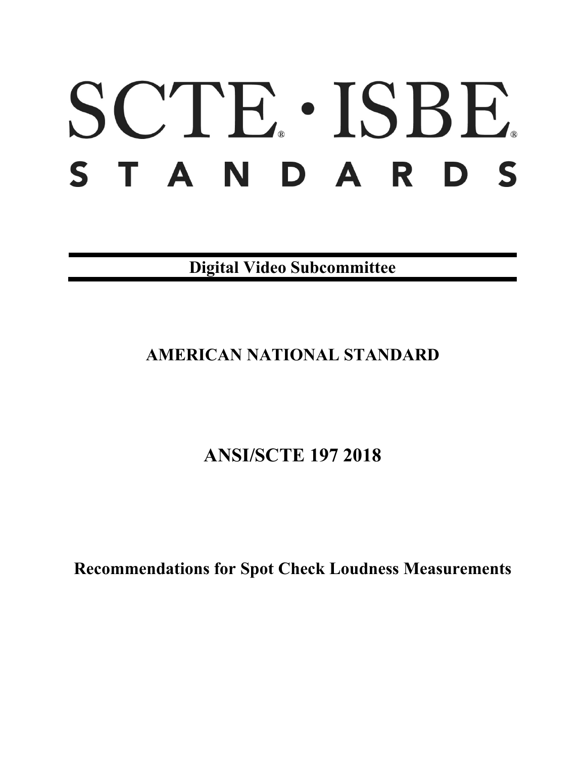# SCTE · ISBE
## STANDARDS

**Digital Video Subcommittee**

**AMERICAN NATIONAL STANDARD**

# ANSI/SCTE 197 2018

# Recommendations for Spot Check Loudness Measurements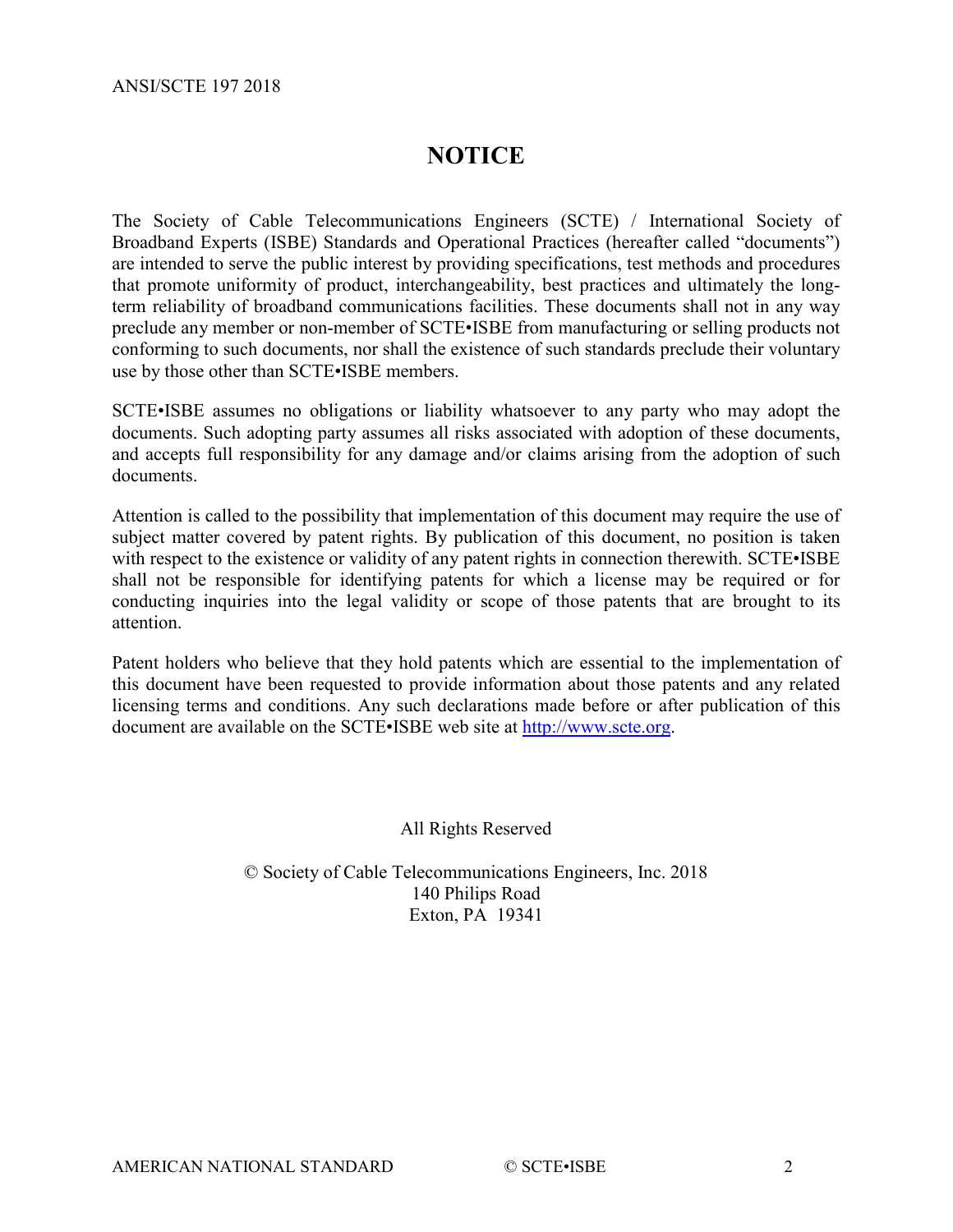# NOTICE

The Society of Cable Telecommunications Engineers (SCTE) / International Society of Broadband Experts (ISBE) Standards and Operational Practices (hereafter called "documents") are intended to serve the public interest by providing specifications, test methods and procedures that promote uniformity of product, interchangeability, best practices and ultimately the long-term reliability of broadband communications facilities. These documents shall not in any way preclude any member or non-member of SCTE•ISBE from manufacturing or selling products not conforming to such documents, nor shall the existence of such standards preclude their voluntary use by those other than SCTE•ISBE members.

SCTE•ISBE assumes no obligations or liability whatsoever to any party who may adopt the documents. Such adopting party assumes all risks associated with adoption of these documents, and accepts full responsibility for any damage and/or claims arising from the adoption of such documents.

Attention is called to the possibility that implementation of this document may require the use of subject matter covered by patent rights. By publication of this document, no position is taken with respect to the existence or validity of any patent rights in connection therewith. SCTE•ISBE shall not be responsible for identifying patents for which a license may be required or for conducting inquiries into the legal validity or scope of those patents that are brought to its attention.

Patent holders who believe that they hold patents which are essential to the implementation of this document have been requested to provide information about those patents and any related licensing terms and conditions. Any such declarations made before or after publication of this document are available on the SCTE•ISBE web site at [http://www.scte.org](http://www.scte.org).

All Rights Reserved

© Society of Cable Telecommunications Engineers, Inc. 2018
140 Philips Road
Exton, PA 19341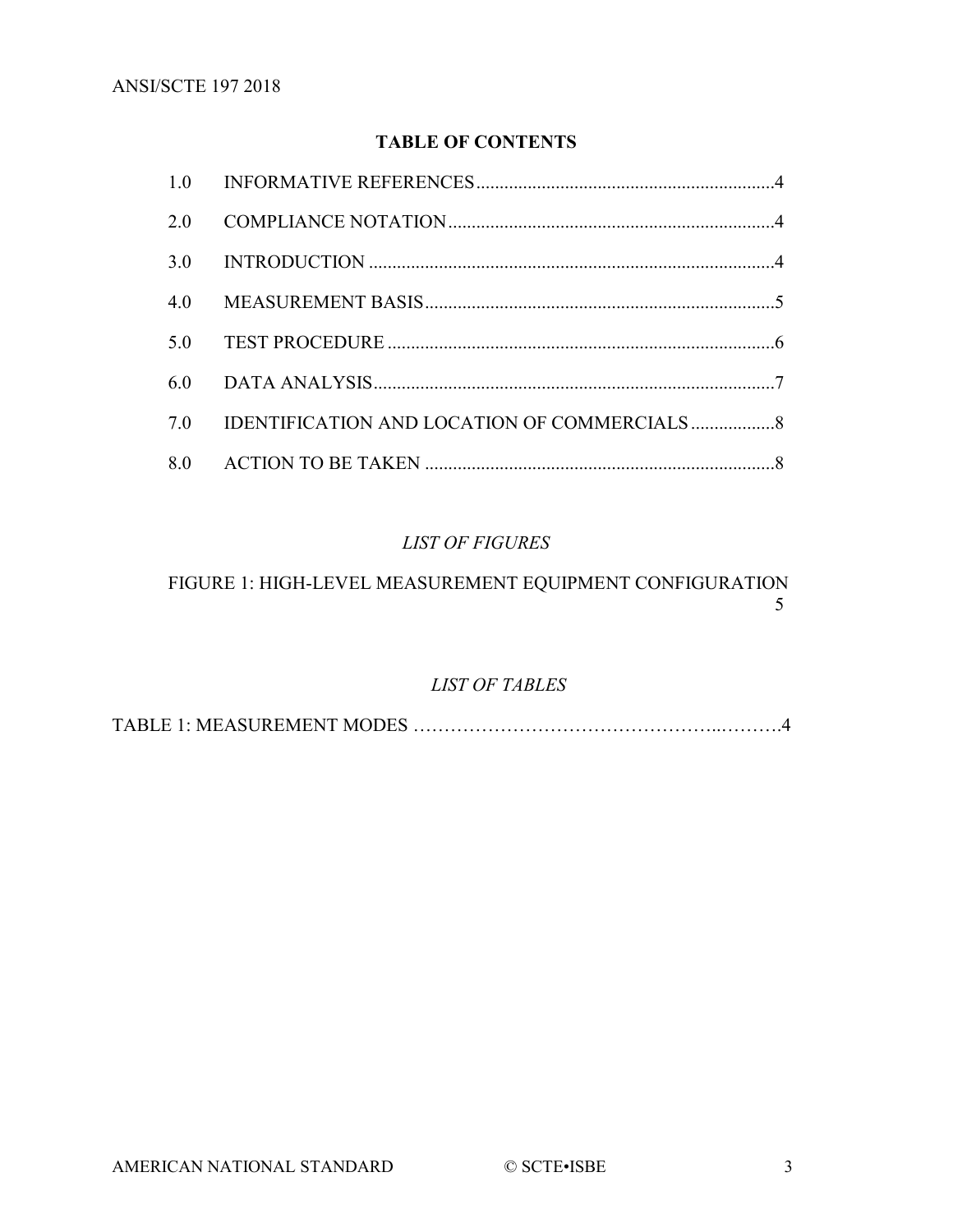## TABLE OF CONTENTS

| | | |
|---|---|---|
| 1.0 | INFORMATIVE REFERENCES | 4 |
| 2.0 | COMPLIANCE NOTATION | 4 |
| 3.0 | INTRODUCTION | 4 |
| 4.0 | MEASUREMENT BASIS | 5 |
| 5.0 | TEST PROCEDURE | 6 |
| 6.0 | DATA ANALYSIS | 7 |
| 7.0 | IDENTIFICATION AND LOCATION OF COMMERCIALS | 8 |
| 8.0 | ACTION TO BE TAKEN | 8 |

*LIST OF FIGURES*

FIGURE 1: HIGH-LEVEL MEASUREMENT EQUIPMENT CONFIGURATION 5

*LIST OF TABLES*

TABLE 1: MEASUREMENT MODES ……………………………………………..……….4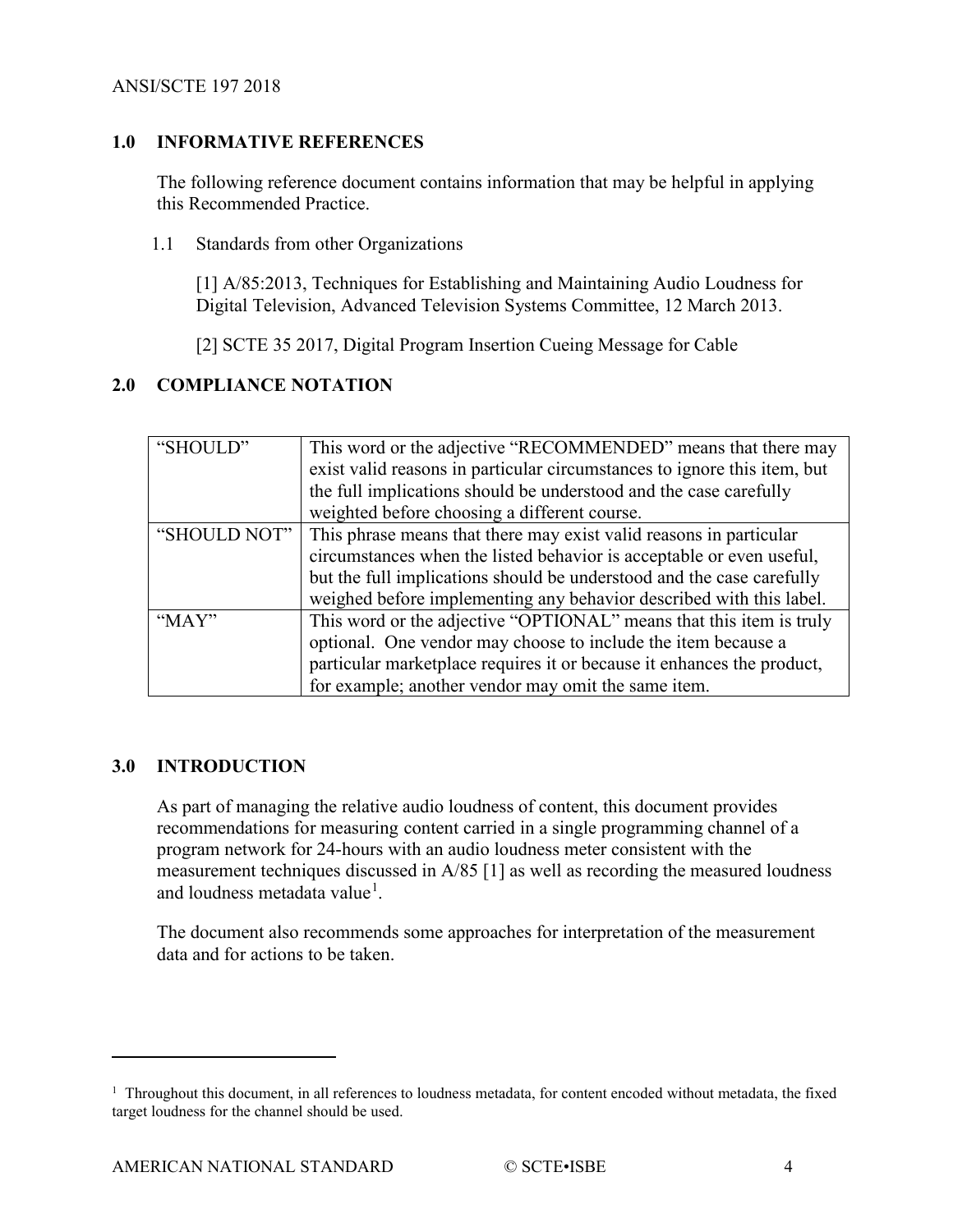## 1.0 INFORMATIVE REFERENCES

The following reference document contains information that may be helpful in applying this Recommended Practice.

### 1.1 Standards from other Organizations

[1] A/85:2013, Techniques for Establishing and Maintaining Audio Loudness for Digital Television, Advanced Television Systems Committee, 12 March 2013.

[2] SCTE 35 2017, Digital Program Insertion Cueing Message for Cable

## 2.0 COMPLIANCE NOTATION

| | |
|---|---|
| "SHOULD" | This word or the adjective "RECOMMENDED" means that there may exist valid reasons in particular circumstances to ignore this item, but the full implications should be understood and the case carefully weighted before choosing a different course. |
| "SHOULD NOT" | This phrase means that there may exist valid reasons in particular circumstances when the listed behavior is acceptable or even useful, but the full implications should be understood and the case carefully weighed before implementing any behavior described with this label. |
| "MAY" | This word or the adjective "OPTIONAL" means that this item is truly optional. One vendor may choose to include the item because a particular marketplace requires it or because it enhances the product, for example; another vendor may omit the same item. |

## 3.0 INTRODUCTION

As part of managing the relative audio loudness of content, this document provides recommendations for measuring content carried in a single programming channel of a program network for 24-hours with an audio loudness meter consistent with the measurement techniques discussed in A/85 [1] as well as recording the measured loudness and loudness metadata value[1].

The document also recommends some approaches for interpretation of the measurement data and for actions to be taken.

---

[1] Throughout this document, in all references to loudness metadata, for content encoded without metadata, the fixed target loudness for the channel should be used.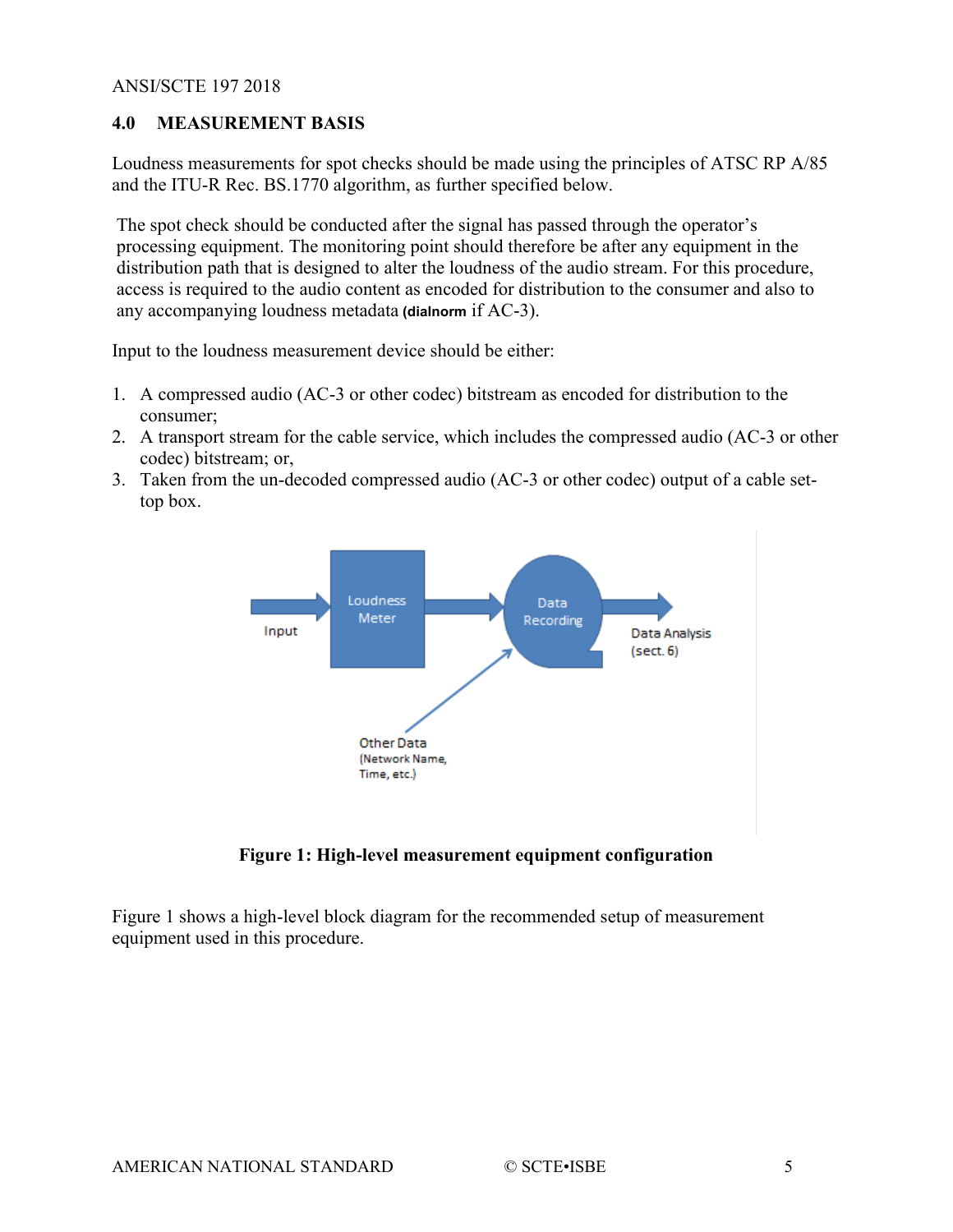## 4.0 MEASUREMENT BASIS

Loudness measurements for spot checks should be made using the principles of ATSC RP A/85 and the ITU-R Rec. BS.1770 algorithm, as further specified below.

The spot check should be conducted after the signal has passed through the operator's processing equipment. The monitoring point should therefore be after any equipment in the distribution path that is designed to alter the loudness of the audio stream. For this procedure, access is required to the audio content as encoded for distribution to the consumer and also to any accompanying loudness metadata (**dialnorm** if AC-3).

Input to the loudness measurement device should be either:

1. A compressed audio (AC-3 or other codec) bitstream as encoded for distribution to the consumer;
2. A transport stream for the cable service, which includes the compressed audio (AC-3 or other codec) bitstream; or,
3. Taken from the un-decoded compressed audio (AC-3 or other codec) output of a cable set-top box.

Input → Loudness Meter → Data Recording → Data Analysis (sect. 6)

Other Data (Network Name, Time, etc.) → Data Recording

**Figure 1: High-level measurement equipment configuration**

Figure 1 shows a high-level block diagram for the recommended setup of measurement equipment used in this procedure.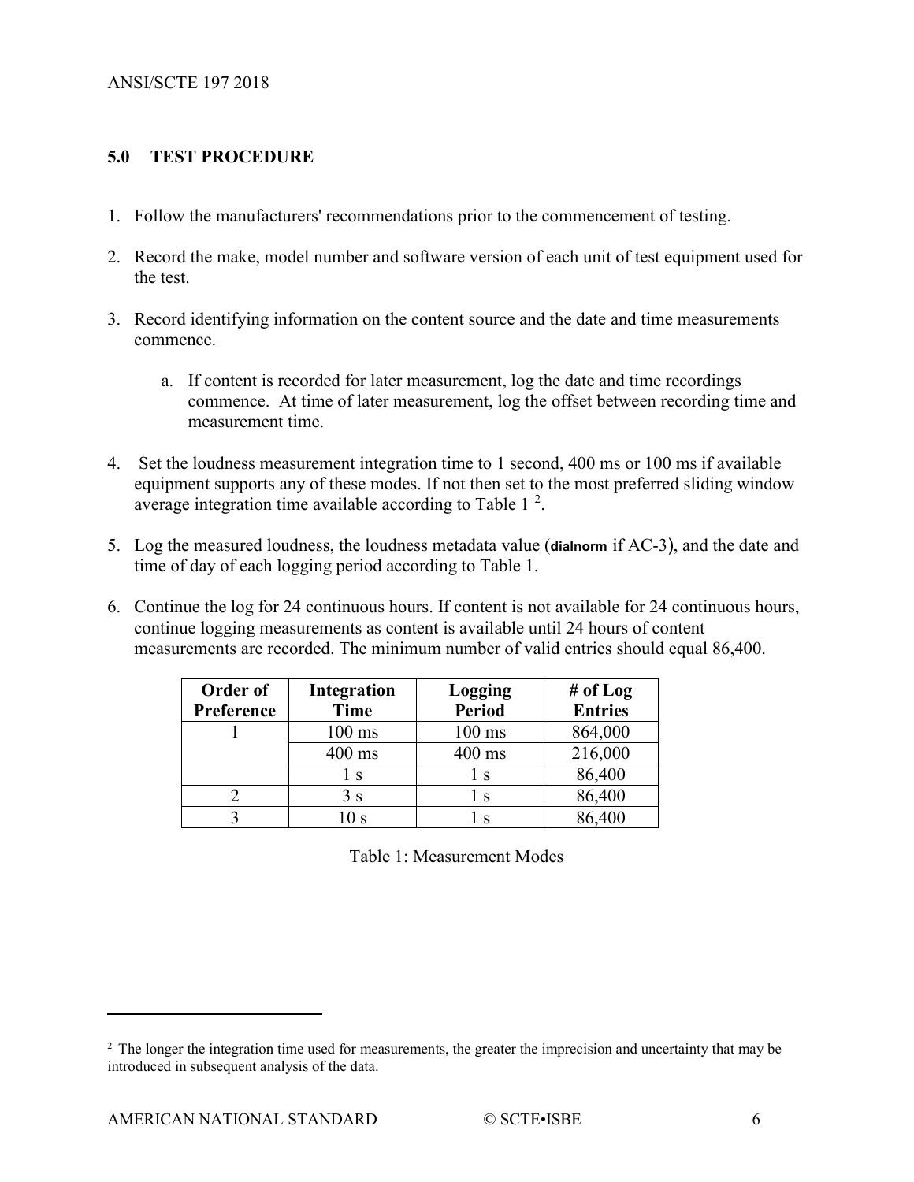## 5.0 TEST PROCEDURE

1. Follow the manufacturers' recommendations prior to the commencement of testing.

2. Record the make, model number and software version of each unit of test equipment used for the test.

3. Record identifying information on the content source and the date and time measurements commence.

   a. If content is recorded for later measurement, log the date and time recordings commence. At time of later measurement, log the offset between recording time and measurement time.

4. Set the loudness measurement integration time to 1 second, 400 ms or 100 ms if available equipment supports any of these modes. If not then set to the most preferred sliding window average integration time available according to Table 1 [2].

5. Log the measured loudness, the loudness metadata value (**dialnorm** if AC-3), and the date and time of day of each logging period according to Table 1.

6. Continue the log for 24 continuous hours. If content is not available for 24 continuous hours, continue logging measurements as content is available until 24 hours of content measurements are recorded. The minimum number of valid entries should equal 86,400.

| Order of Preference | Integration Time | Logging Period | # of Log Entries |
|---|---|---|---|
| 1 | 100 ms | 100 ms | 864,000 |
| | 400 ms | 400 ms | 216,000 |
| | 1 s | 1 s | 86,400 |
| 2 | 3 s | 1 s | 86,400 |
| 3 | 10 s | 1 s | 86,400 |

Table 1: Measurement Modes

[2] The longer the integration time used for measurements, the greater the imprecision and uncertainty that may be introduced in subsequent analysis of the data.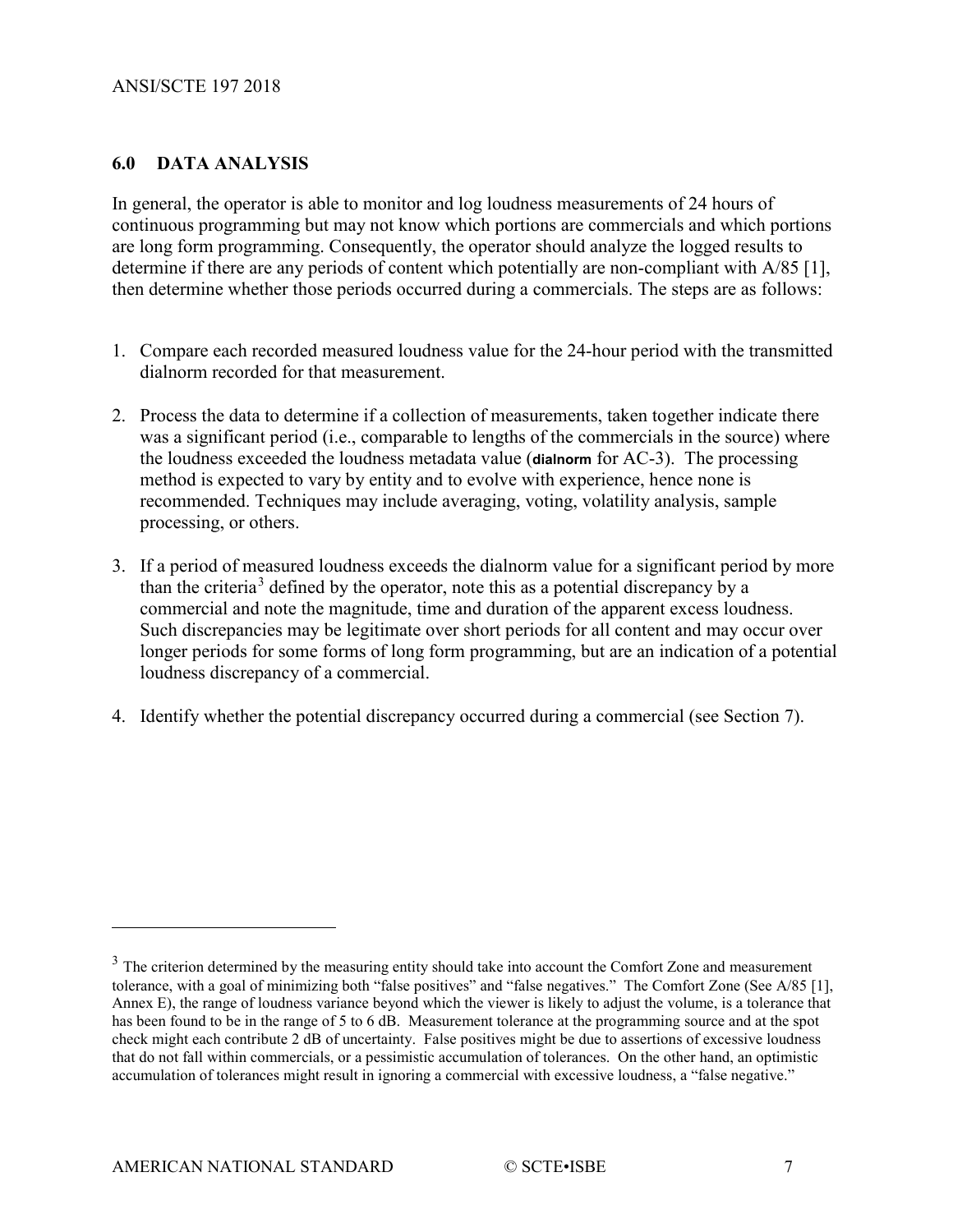## 6.0 DATA ANALYSIS

In general, the operator is able to monitor and log loudness measurements of 24 hours of continuous programming but may not know which portions are commercials and which portions are long form programming. Consequently, the operator should analyze the logged results to determine if there are any periods of content which potentially are non-compliant with A/85 [1], then determine whether those periods occurred during a commercials. The steps are as follows:

1. Compare each recorded measured loudness value for the 24-hour period with the transmitted dialnorm recorded for that measurement.
2. Process the data to determine if a collection of measurements, taken together indicate there was a significant period (i.e., comparable to lengths of the commercials in the source) where the loudness exceeded the loudness metadata value (**dialnorm** for AC-3). The processing method is expected to vary by entity and to evolve with experience, hence none is recommended. Techniques may include averaging, voting, volatility analysis, sample processing, or others.
3. If a period of measured loudness exceeds the dialnorm value for a significant period by more than the criteria[3] defined by the operator, note this as a potential discrepancy by a commercial and note the magnitude, time and duration of the apparent excess loudness. Such discrepancies may be legitimate over short periods for all content and may occur over longer periods for some forms of long form programming, but are an indication of a potential loudness discrepancy of a commercial.
4. Identify whether the potential discrepancy occurred during a commercial (see Section 7).

---

[3] The criterion determined by the measuring entity should take into account the Comfort Zone and measurement tolerance, with a goal of minimizing both "false positives" and "false negatives." The Comfort Zone (See A/85 [1], Annex E), the range of loudness variance beyond which the viewer is likely to adjust the volume, is a tolerance that has been found to be in the range of 5 to 6 dB. Measurement tolerance at the programming source and at the spot check might each contribute 2 dB of uncertainty. False positives might be due to assertions of excessive loudness that do not fall within commercials, or a pessimistic accumulation of tolerances. On the other hand, an optimistic accumulation of tolerances might result in ignoring a commercial with excessive loudness, a "false negative."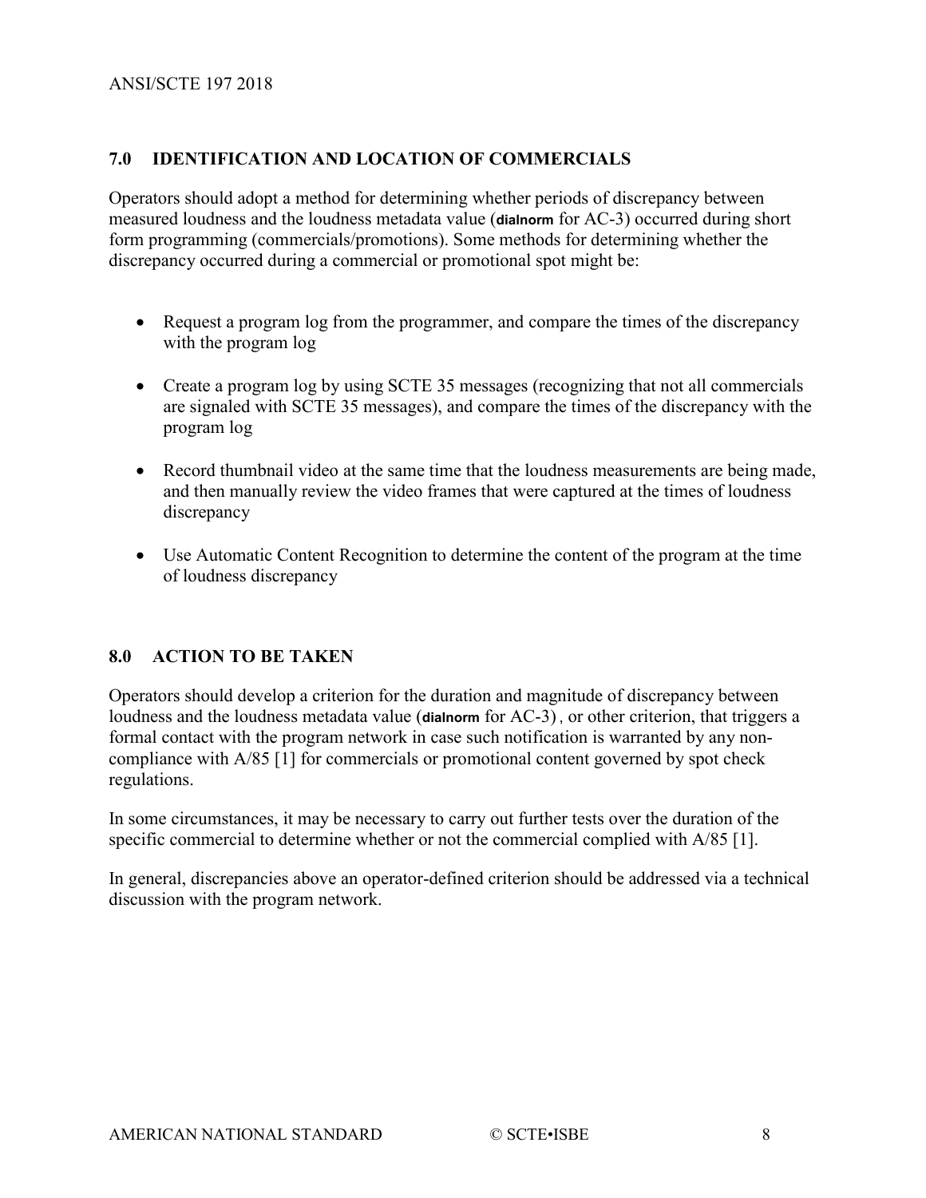## 7.0 IDENTIFICATION AND LOCATION OF COMMERCIALS

Operators should adopt a method for determining whether periods of discrepancy between measured loudness and the loudness metadata value (**dialnorm** for AC-3) occurred during short form programming (commercials/promotions). Some methods for determining whether the discrepancy occurred during a commercial or promotional spot might be:

- Request a program log from the programmer, and compare the times of the discrepancy with the program log
- Create a program log by using SCTE 35 messages (recognizing that not all commercials are signaled with SCTE 35 messages), and compare the times of the discrepancy with the program log
- Record thumbnail video at the same time that the loudness measurements are being made, and then manually review the video frames that were captured at the times of loudness discrepancy
- Use Automatic Content Recognition to determine the content of the program at the time of loudness discrepancy

## 8.0 ACTION TO BE TAKEN

Operators should develop a criterion for the duration and magnitude of discrepancy between loudness and the loudness metadata value (**dialnorm** for AC-3), or other criterion, that triggers a formal contact with the program network in case such notification is warranted by any non-compliance with A/85 [1] for commercials or promotional content governed by spot check regulations.

In some circumstances, it may be necessary to carry out further tests over the duration of the specific commercial to determine whether or not the commercial complied with A/85 [1].

In general, discrepancies above an operator-defined criterion should be addressed via a technical discussion with the program network.